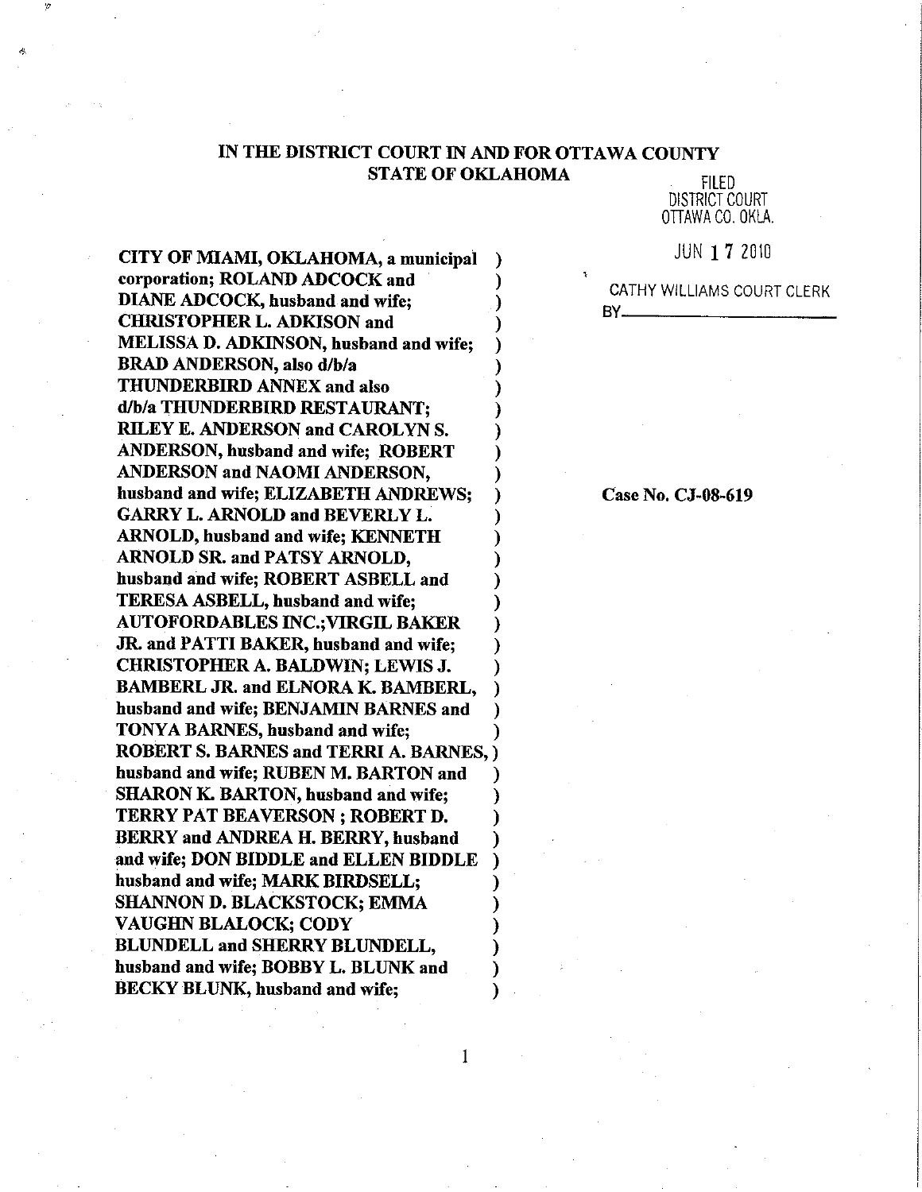**IN THE DISTRICT COURT IN AND FOR OTTAWA COUNTY**
**STATE OF OKLAHOMA**

FILED
DISTRICT COURT
OTTAWA CO. OKLA.

JUN 17 2010

CATHY WILLIAMS COURT CLERK
BY\_\_\_\_\_\_\_\_\_\_\_\_\_\_\_\_\_\_

**CITY OF MIAMI, OKLAHOMA, a municipal corporation; ROLAND ADCOCK and DIANE ADCOCK, husband and wife; CHRISTOPHER L. ADKISON and MELISSA D. ADKINSON, husband and wife; BRAD ANDERSON, also d/b/a THUNDERBIRD ANNEX and also d/b/a THUNDERBIRD RESTAURANT; RILEY E. ANDERSON and CAROLYN S. ANDERSON, husband and wife; ROBERT ANDERSON and NAOMI ANDERSON, husband and wife; ELIZABETH ANDREWS; GARRY L. ARNOLD and BEVERLY L. ARNOLD, husband and wife; KENNETH ARNOLD SR. and PATSY ARNOLD, husband and wife; ROBERT ASBELL and TERESA ASBELL, husband and wife; AUTOFORDABLES INC.;VIRGIL BAKER JR. and PATTI BAKER, husband and wife; CHRISTOPHER A. BALDWIN; LEWIS J. BAMBERL JR. and ELNORA K. BAMBERL, husband and wife; BENJAMIN BARNES and TONYA BARNES, husband and wife; ROBERT S. BARNES and TERRI A. BARNES, husband and wife; RUBEN M. BARTON and SHARON K. BARTON, husband and wife; TERRY PAT BEAVERSON ; ROBERT D. BERRY and ANDREA H. BERRY, husband and wife; DON BIDDLE and ELLEN BIDDLE husband and wife; MARK BIRDSELL; SHANNON D. BLACKSTOCK; EMMA VAUGHN BLALOCK; CODY BLUNDELL and SHERRY BLUNDELL, husband and wife; BOBBY L. BLUNK and BECKY BLUNK, husband and wife;**

**Case No. CJ-08-619**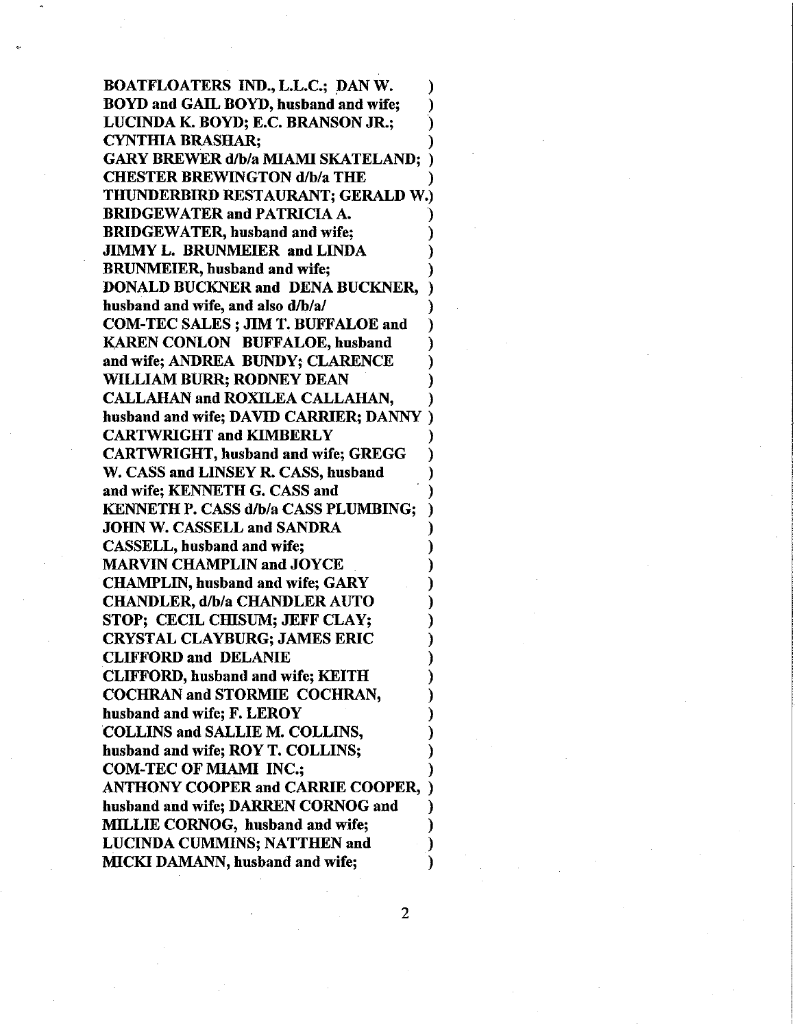**BOATFLOATERS IND., L.L.C.; DAN W. BOYD and GAIL BOYD, husband and wife; LUCINDA K. BOYD; E.C. BRANSON JR.; CYNTHIA BRASHAR; GARY BREWER d/b/a MIAMI SKATELAND; CHESTER BREWINGTON d/b/a THE THUNDERBIRD RESTAURANT; GERALD W. BRIDGEWATER and PATRICIA A. BRIDGEWATER, husband and wife; JIMMY L. BRUNMEIER and LINDA BRUNMEIER, husband and wife; DONALD BUCKNER and DENA BUCKNER, husband and wife, and also d/b/a/ COM-TEC SALES ; JIM T. BUFFALOE and KAREN CONLON BUFFALOE, husband and wife; ANDREA BUNDY; CLARENCE WILLIAM BURR; RODNEY DEAN CALLAHAN and ROXILEA CALLAHAN, husband and wife; DAVID CARRIER; DANNY CARTWRIGHT and KIMBERLY CARTWRIGHT, husband and wife; GREGG W. CASS and LINSEY R. CASS, husband and wife; KENNETH G. CASS and KENNETH P. CASS d/b/a CASS PLUMBING; JOHN W. CASSELL and SANDRA CASSELL, husband and wife; MARVIN CHAMPLIN and JOYCE CHAMPLIN, husband and wife; GARY CHANDLER, d/b/a CHANDLER AUTO STOP; CECIL CHISUM; JEFF CLAY; CRYSTAL CLAYBURG; JAMES ERIC CLIFFORD and DELANIE CLIFFORD, husband and wife; KEITH COCHRAN and STORMIE COCHRAN, husband and wife; F. LEROY COLLINS and SALLIE M. COLLINS, husband and wife; ROY T. COLLINS; COM-TEC OF MIAMI INC.; ANTHONY COOPER and CARRIE COOPER, husband and wife; DARREN CORNOG and MILLIE CORNOG, husband and wife; LUCINDA CUMMINS; NATTHEN and MICKI DAMANN, husband and wife;**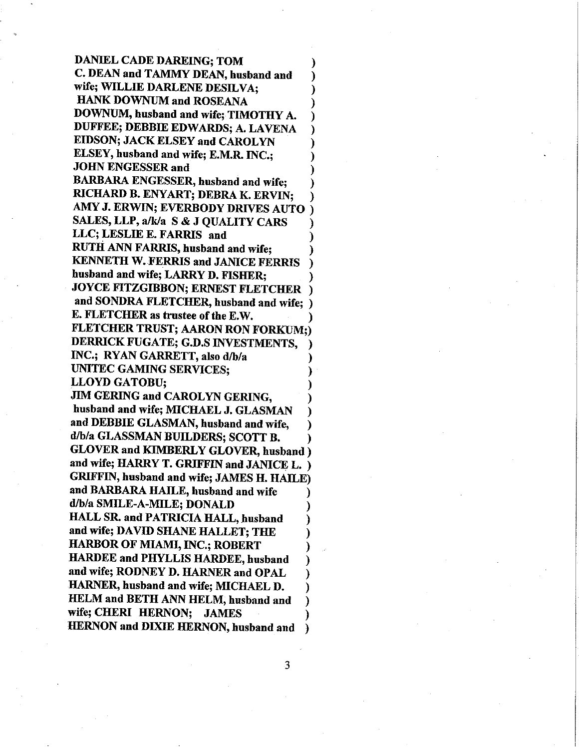**DANIEL CADE DAREING; TOM C. DEAN and TAMMY DEAN, husband and wife; WILLIE DARLENE DESILVA; HANK DOWNUM and ROSEANA DOWNUM, husband and wife; TIMOTHY A. DUFFEE; DEBBIE EDWARDS; A. LAVENA EIDSON; JACK ELSEY and CAROLYN ELSEY, husband and wife; E.M.R. INC.; JOHN ENGESSER and BARBARA ENGESSER, husband and wife; RICHARD B. ENYART; DEBRA K. ERVIN; AMY J. ERWIN; EVERBODY DRIVES AUTO SALES, LLP, a/k/a S & J QUALITY CARS LLC; LESLIE E. FARRIS and RUTH ANN FARRIS, husband and wife; KENNETH W. FERRIS and JANICE FERRIS husband and wife; LARRY D. FISHER; JOYCE FITZGIBBON; ERNEST FLETCHER and SONDRA FLETCHER, husband and wife; E. FLETCHER as trustee of the E.W. FLETCHER TRUST; AARON RON FORKUM; DERRICK FUGATE; G.D.S INVESTMENTS, INC.; RYAN GARRETT, also d/b/a UNITEC GAMING SERVICES; LLOYD GATOBU; JIM GERING and CAROLYN GERING, husband and wife; MICHAEL J. GLASMAN and DEBBIE GLASMAN, husband and wife, d/b/a GLASSMAN BUILDERS; SCOTT B. GLOVER and KIMBERLY GLOVER, husband and wife; HARRY T. GRIFFIN and JANICE L. GRIFFIN, husband and wife; JAMES H. HAILE and BARBARA HAILE, husband and wife d/b/a SMILE-A-MILE; DONALD HALL SR. and PATRICIA HALL, husband and wife; DAVID SHANE HALLET; THE HARBOR OF MIAMI, INC.; ROBERT HARDEE and PHYLLIS HARDEE, husband and wife; RODNEY D. HARNER and OPAL HARNER, husband and wife; MICHAEL D. HELM and BETH ANN HELM, husband and wife; CHERI HERNON; JAMES HERNON and DIXIE HERNON, husband and**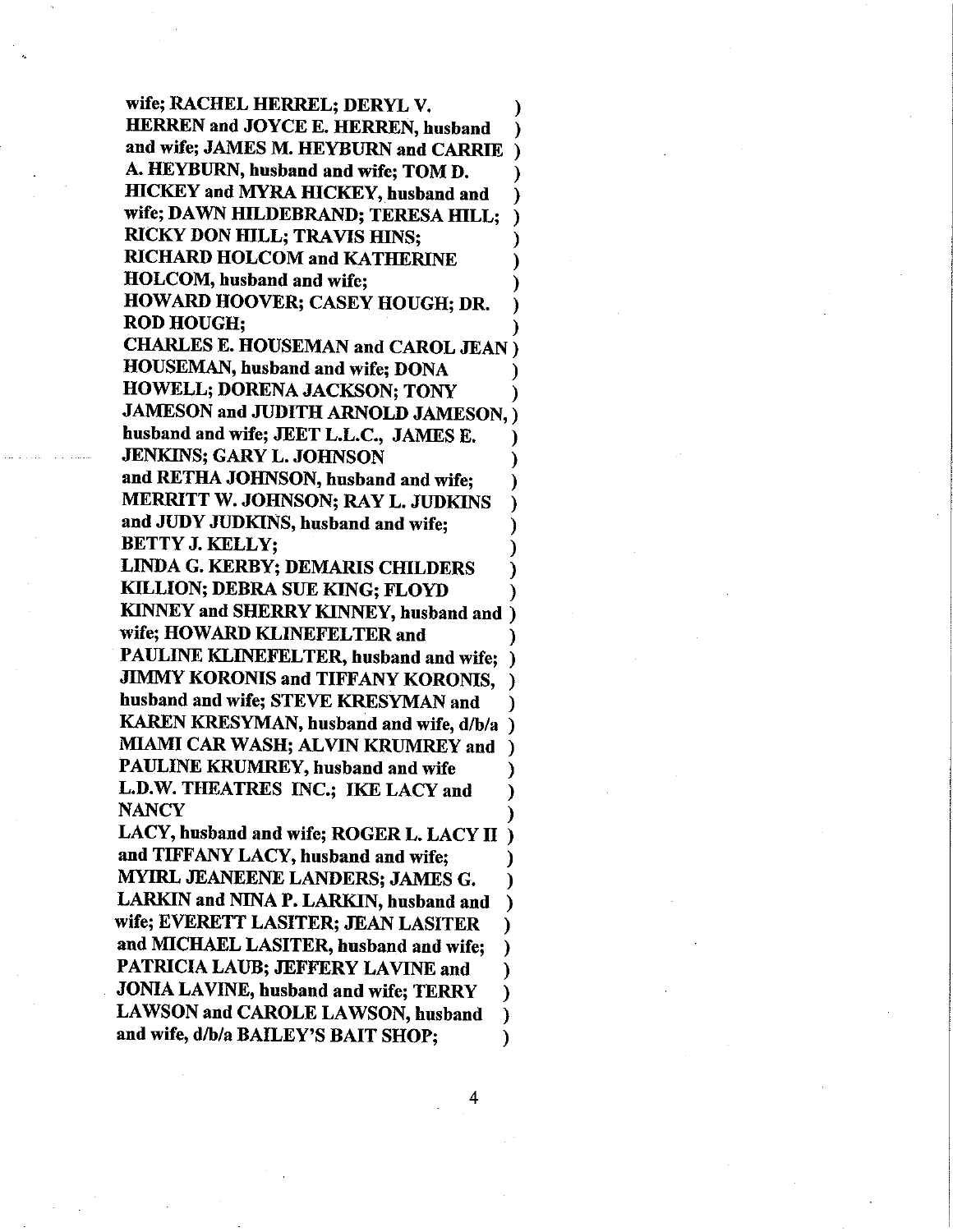**wife; RACHEL HERREL; DERYL V. HERREN and JOYCE E. HERREN, husband and wife; JAMES M. HEYBURN and CARRIE A. HEYBURN, husband and wife; TOM D. HICKEY and MYRA HICKEY, husband and wife; DAWN HILDEBRAND; TERESA HILL; RICKY DON HILL; TRAVIS HINS; RICHARD HOLCOM and KATHERINE HOLCOM, husband and wife; HOWARD HOOVER; CASEY HOUGH; DR. ROD HOUGH; CHARLES E. HOUSEMAN and CAROL JEAN HOUSEMAN, husband and wife; DONA HOWELL; DORENA JACKSON; TONY JAMESON and JUDITH ARNOLD JAMESON, husband and wife; JEET L.L.C., JAMES E. JENKINS; GARY L. JOHNSON and RETHA JOHNSON, husband and wife; MERRITT W. JOHNSON; RAY L. JUDKINS and JUDY JUDKINS, husband and wife; BETTY J. KELLY; LINDA G. KERBY; DEMARIS CHILDERS KILLION; DEBRA SUE KING; FLOYD KINNEY and SHERRY KINNEY, husband and wife; HOWARD KLINEFELTER and PAULINE KLINEFELTER, husband and wife; JIMMY KORONIS and TIFFANY KORONIS, husband and wife; STEVE KRESYMAN and KAREN KRESYMAN, husband and wife, d/b/a MIAMI CAR WASH; ALVIN KRUMREY and PAULINE KRUMREY, husband and wife L.D.W. THEATRES INC.; IKE LACY and NANCY LACY, husband and wife; ROGER L. LACY II and TIFFANY LACY, husband and wife; MYIRL JEANEENE LANDERS; JAMES G. LARKIN and NINA P. LARKIN, husband and wife; EVERETT LASITER; JEAN LASITER and MICHAEL LASITER, husband and wife; PATRICIA LAUB; JEFFERY LAVINE and JONIA LAVINE, husband and wife; TERRY LAWSON and CAROLE LAWSON, husband and wife, d/b/a BAILEY'S BAIT SHOP;**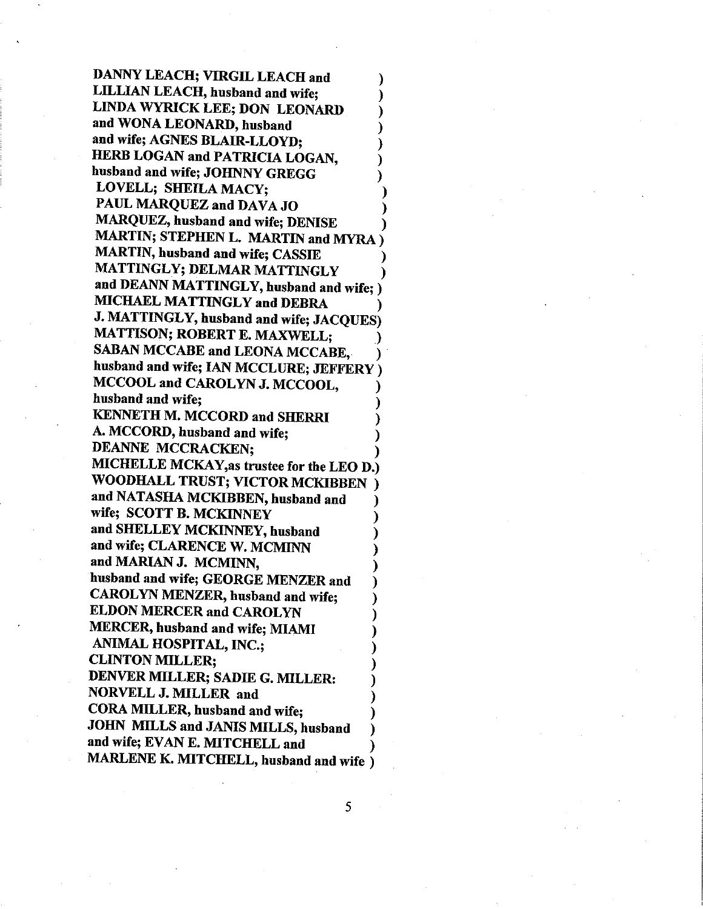**DANNY LEACH; VIRGIL LEACH and )**
**LILLIAN LEACH, husband and wife; )**
**LINDA WYRICK LEE; DON LEONARD )**
**and WONA LEONARD, husband )**
**and wife; AGNES BLAIR-LLOYD; )**
**HERB LOGAN and PATRICIA LOGAN, )**
**husband and wife; JOHNNY GREGG )**
**LOVELL; SHEILA MACY; )**
**PAUL MARQUEZ and DAVA JO )**
**MARQUEZ, husband and wife; DENISE )**
**MARTIN; STEPHEN L. MARTIN and MYRA )**
**MARTIN, husband and wife; CASSIE )**
**MATTINGLY; DELMAR MATTINGLY )**
**and DEANN MATTINGLY, husband and wife; )**
**MICHAEL MATTINGLY and DEBRA )**
**J. MATTINGLY, husband and wife; JACQUES)**
**MATTISON; ROBERT E. MAXWELL; )**
**SABAN MCCABE and LEONA MCCABE, )**
**husband and wife; IAN MCCLURE; JEFFERY )**
**MCCOOL and CAROLYN J. MCCOOL, )**
**husband and wife; )**
**KENNETH M. MCCORD and SHERRI )**
**A. MCCORD, husband and wife; )**
**DEANNE MCCRACKEN; )**
**MICHELLE MCKAY,as trustee for the LEO D.)**
**WOODHALL TRUST; VICTOR MCKIBBEN )**
**and NATASHA MCKIBBEN, husband and )**
**wife; SCOTT B. MCKINNEY )**
**and SHELLEY MCKINNEY, husband )**
**and wife; CLARENCE W. MCMINN )**
**and MARIAN J. MCMINN, )**
**husband and wife; GEORGE MENZER and )**
**CAROLYN MENZER, husband and wife; )**
**ELDON MERCER and CAROLYN )**
**MERCER, husband and wife; MIAMI )**
**ANIMAL HOSPITAL, INC.; )**
**CLINTON MILLER; )**
**DENVER MILLER; SADIE G. MILLER: )**
**NORVELL J. MILLER and )**
**CORA MILLER, husband and wife; )**
**JOHN MILLS and JANIS MILLS, husband )**
**and wife; EVAN E. MITCHELL and )**
**MARLENE K. MITCHELL, husband and wife )**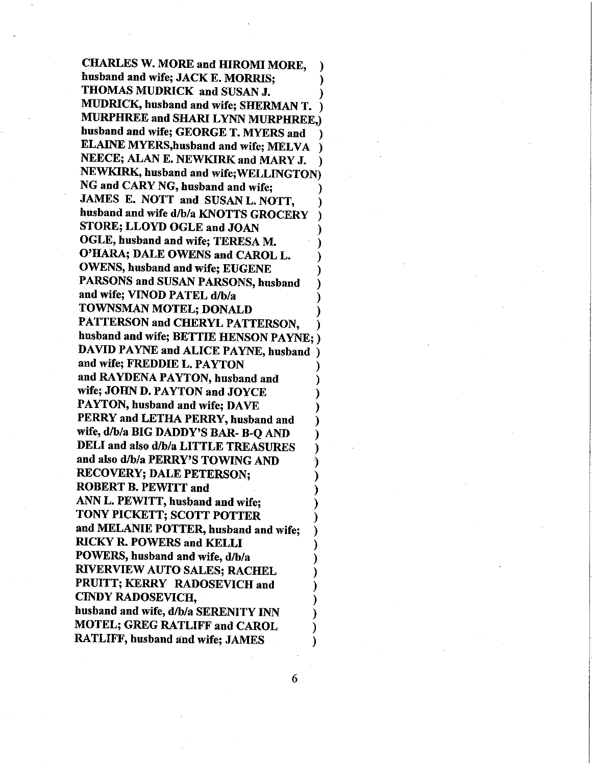**CHARLES W. MORE and HIROMI MORE, husband and wife; JACK E. MORRIS; THOMAS MUDRICK and SUSAN J. MUDRICK, husband and wife; SHERMAN T. MURPHREE and SHARI LYNN MURPHREE, husband and wife; GEORGE T. MYERS and ELAINE MYERS,husband and wife; MELVA NEECE; ALAN E. NEWKIRK and MARY J. NEWKIRK, husband and wife;WELLINGTON NG and CARY NG, husband and wife; JAMES E. NOTT and SUSAN L. NOTT, husband and wife d/b/a KNOTTS GROCERY STORE; LLOYD OGLE and JOAN OGLE, husband and wife; TERESA M. O'HARA; DALE OWENS and CAROL L. OWENS, husband and wife; EUGENE PARSONS and SUSAN PARSONS, husband and wife; VINOD PATEL d/b/a TOWNSMAN MOTEL; DONALD PATTERSON and CHERYL PATTERSON, husband and wife; BETTIE HENSON PAYNE; DAVID PAYNE and ALICE PAYNE, husband and wife; FREDDIE L. PAYTON and RAYDENA PAYTON, husband and wife; JOHN D. PAYTON and JOYCE PAYTON, husband and wife; DAVE PERRY and LETHA PERRY, husband and wife, d/b/a BIG DADDY'S BAR- B-Q AND DELI and also d/b/a LITTLE TREASURES and also d/b/a PERRY'S TOWING AND RECOVERY; DALE PETERSON; ROBERT B. PEWITT and ANN L. PEWITT, husband and wife; TONY PICKETT; SCOTT POTTER and MELANIE POTTER, husband and wife; RICKY R. POWERS and KELLI POWERS, husband and wife, d/b/a RIVERVIEW AUTO SALES; RACHEL PRUITT; KERRY RADOSEVICH and CINDY RADOSEVICH, husband and wife, d/b/a SERENITY INN MOTEL; GREG RATLIFF and CAROL RATLIFF, husband and wife; JAMES**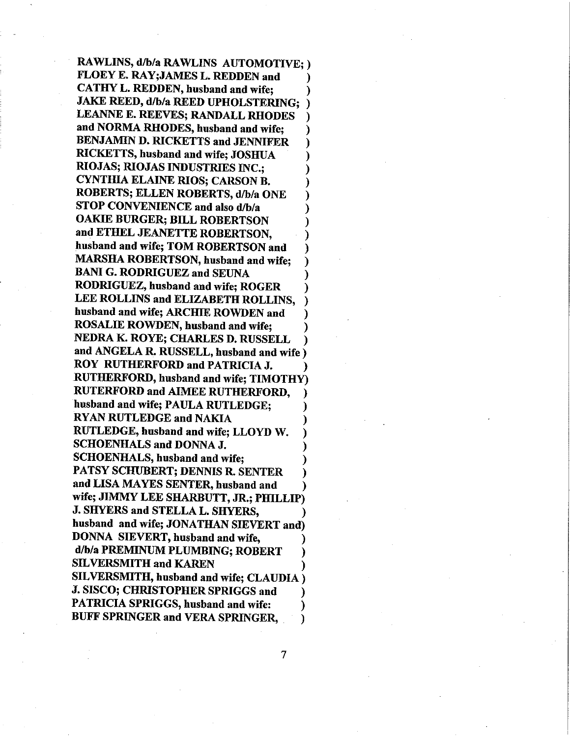**RAWLINS, d/b/a RAWLINS AUTOMOTIVE; )**
**FLOEY E. RAY;JAMES L. REDDEN and )**
**CATHY L. REDDEN, husband and wife; )**
**JAKE REED, d/b/a REED UPHOLSTERING; )**
**LEANNE E. REEVES; RANDALL RHODES )**
**and NORMA RHODES, husband and wife; )**
**BENJAMIN D. RICKETTS and JENNIFER )**
**RICKETTS, husband and wife; JOSHUA )**
**RIOJAS; RIOJAS INDUSTRIES INC.; )**
**CYNTHIA ELAINE RIOS; CARSON B. )**
**ROBERTS; ELLEN ROBERTS, d/b/a ONE )**
**STOP CONVENIENCE and also d/b/a )**
**OAKIE BURGER; BILL ROBERTSON )**
**and ETHEL JEANETTE ROBERTSON, )**
**husband and wife; TOM ROBERTSON and )**
**MARSHA ROBERTSON, husband and wife; )**
**BANI G. RODRIGUEZ and SEUNA )**
**RODRIGUEZ, husband and wife; ROGER )**
**LEE ROLLINS and ELIZABETH ROLLINS, )**
**husband and wife; ARCHIE ROWDEN and )**
**ROSALIE ROWDEN, husband and wife; )**
**NEDRA K. ROYE; CHARLES D. RUSSELL )**
**and ANGELA R. RUSSELL, husband and wife )**
**ROY RUTHERFORD and PATRICIA J. )**
**RUTHERFORD, husband and wife; TIMOTHY)**
**RUTERFORD and AIMEE RUTHERFORD, )**
**husband and wife; PAULA RUTLEDGE; )**
**RYAN RUTLEDGE and NAKIA )**
**RUTLEDGE, husband and wife; LLOYD W. )**
**SCHOENHALS and DONNA J. )**
**SCHOENHALS, husband and wife; )**
**PATSY SCHUBERT; DENNIS R. SENTER )**
**and LISA MAYES SENTER, husband and )**
**wife; JIMMY LEE SHARBUTT, JR.; PHILLIP)**
**J. SHYERS and STELLA L. SHYERS, )**
**husband and wife; JONATHAN SIEVERT and)**
**DONNA SIEVERT, husband and wife, )**
**d/b/a PREMINUM PLUMBING; ROBERT )**
**SILVERSMITH and KAREN )**
**SILVERSMITH, husband and wife; CLAUDIA )**
**J. SISCO; CHRISTOPHER SPRIGGS and )**
**PATRICIA SPRIGGS, husband and wife: )**
**BUFF SPRINGER and VERA SPRINGER, )**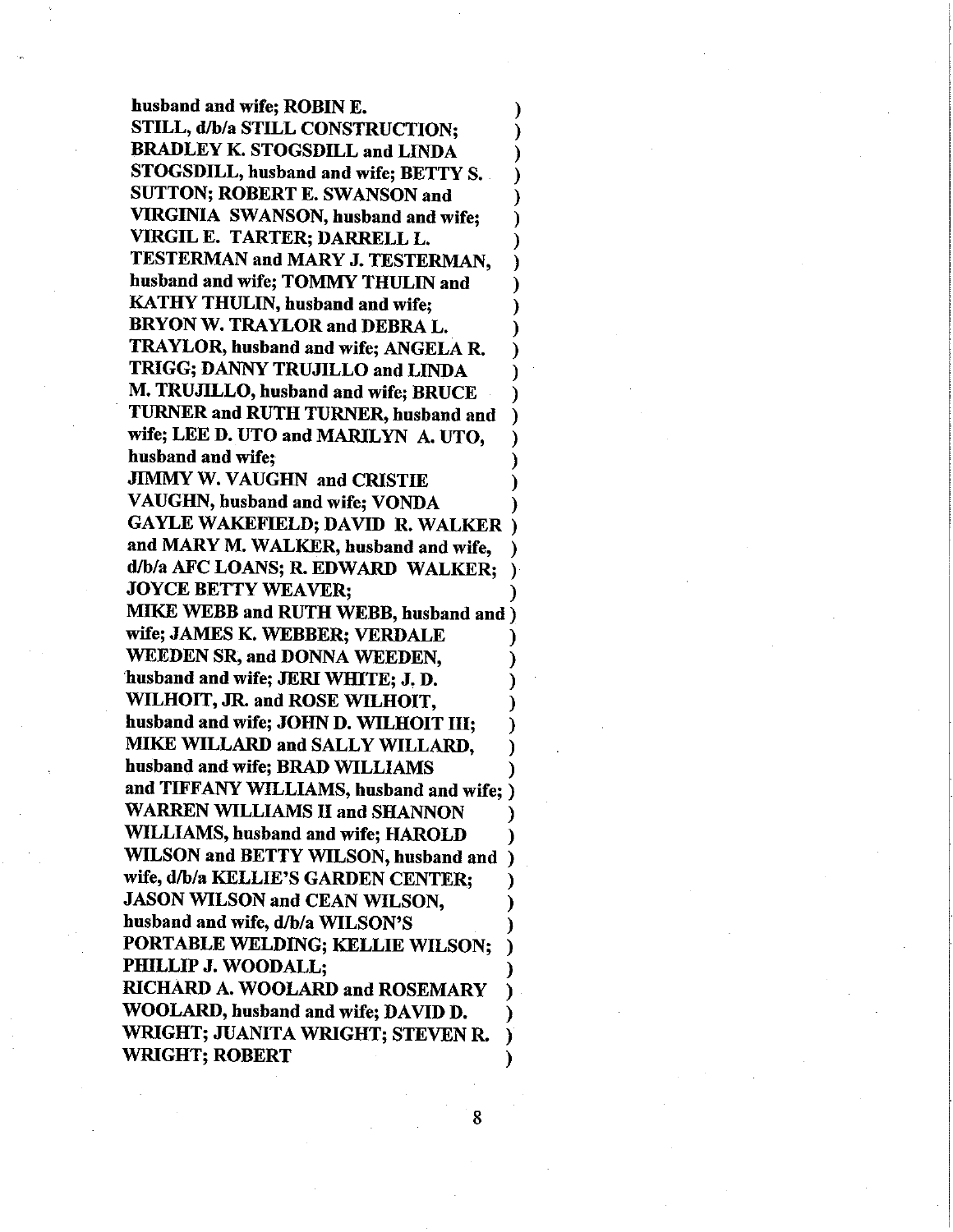**husband and wife; ROBIN E. STILL, d/b/a STILL CONSTRUCTION; BRADLEY K. STOGSDILL and LINDA STOGSDILL, husband and wife; BETTY S. SUTTON; ROBERT E. SWANSON and VIRGINIA SWANSON, husband and wife; VIRGIL E. TARTER; DARRELL L. TESTERMAN and MARY J. TESTERMAN, husband and wife; TOMMY THULIN and KATHY THULIN, husband and wife; BRYON W. TRAYLOR and DEBRA L. TRAYLOR, husband and wife; ANGELA R. TRIGG; DANNY TRUJILLO and LINDA M. TRUJILLO, husband and wife; BRUCE TURNER and RUTH TURNER, husband and wife; LEE D. UTO and MARILYN A. UTO, husband and wife; JIMMY W. VAUGHN and CRISTIE VAUGHN, husband and wife; VONDA GAYLE WAKEFIELD; DAVID R. WALKER and MARY M. WALKER, husband and wife, d/b/a AFC LOANS; R. EDWARD WALKER; JOYCE BETTY WEAVER; MIKE WEBB and RUTH WEBB, husband and wife; JAMES K. WEBBER; VERDALE WEEDEN SR, and DONNA WEEDEN, husband and wife; JERI WHITE; J. D. WILHOIT, JR. and ROSE WILHOIT, husband and wife; JOHN D. WILHOIT III; MIKE WILLARD and SALLY WILLARD, husband and wife; BRAD WILLIAMS and TIFFANY WILLIAMS, husband and wife; WARREN WILLIAMS II and SHANNON WILLIAMS, husband and wife; HAROLD WILSON and BETTY WILSON, husband and wife, d/b/a KELLIE'S GARDEN CENTER; JASON WILSON and CEAN WILSON, husband and wife, d/b/a WILSON'S PORTABLE WELDING; KELLIE WILSON; PHILLIP J. WOODALL; RICHARD A. WOOLARD and ROSEMARY WOOLARD, husband and wife; DAVID D. WRIGHT; JUANITA WRIGHT; STEVEN R. WRIGHT; ROBERT**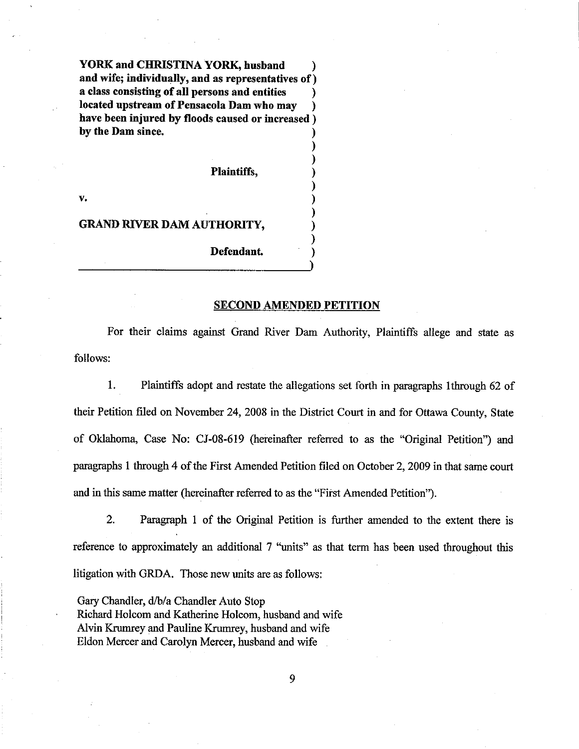**YORK and CHRISTINA YORK, husband and wife; individually, and as representatives of a class consisting of all persons and entities located upstream of Pensacola Dam who may have been injured by floods caused or increased by the Dam since.**

**Plaintiffs,**

**v.**

**GRAND RIVER DAM AUTHORITY,**

**Defendant.**

## SECOND AMENDED PETITION

For their claims against Grand River Dam Authority, Plaintiffs allege and state as follows:

1. Plaintiffs adopt and restate the allegations set forth in paragraphs 1through 62 of their Petition filed on November 24, 2008 in the District Court in and for Ottawa County, State of Oklahoma, Case No: CJ-08-619 (hereinafter referred to as the "Original Petition") and paragraphs 1 through 4 of the First Amended Petition filed on October 2, 2009 in that same court and in this same matter (hereinafter referred to as the "First Amended Petition").

2. Paragraph 1 of the Original Petition is further amended to the extent there is reference to approximately an additional 7 "units" as that term has been used throughout this litigation with GRDA. Those new units are as follows:

Gary Chandler, d/b/a Chandler Auto Stop
Richard Holcom and Katherine Holcom, husband and wife
Alvin Krumrey and Pauline Krumrey, husband and wife
Eldon Mercer and Carolyn Mercer, husband and wife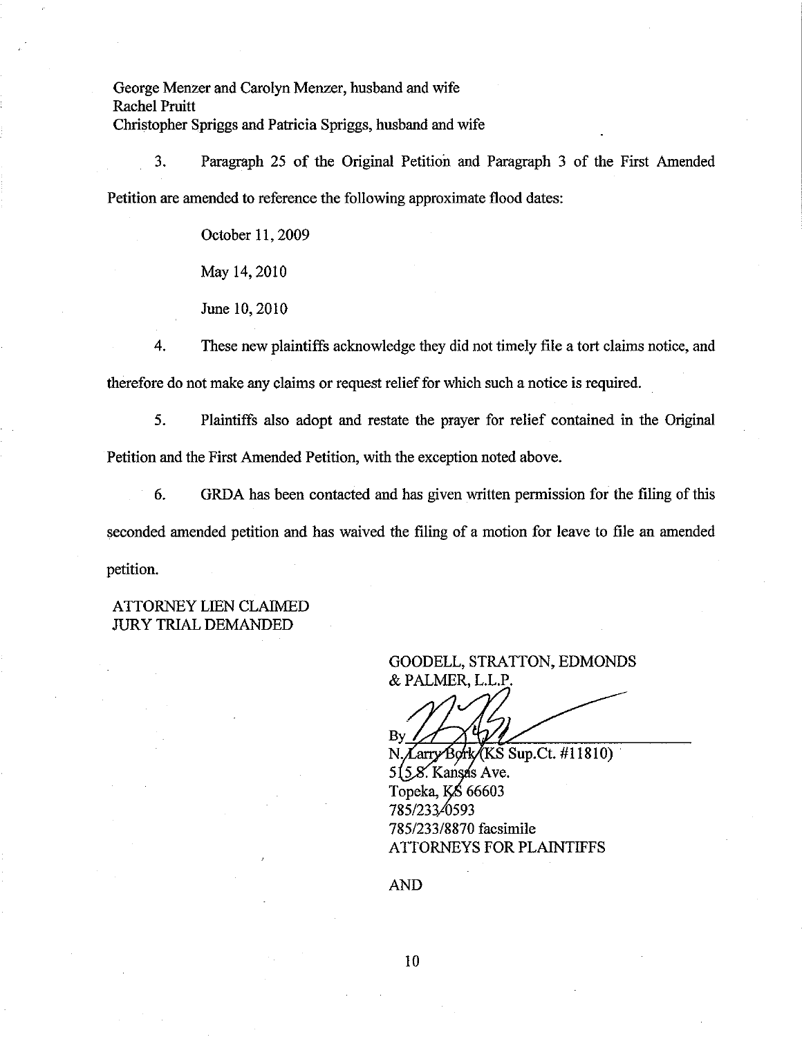George Menzer and Carolyn Menzer, husband and wife
Rachel Pruitt
Christopher Spriggs and Patricia Spriggs, husband and wife

3. Paragraph 25 of the Original Petition and Paragraph 3 of the First Amended Petition are amended to reference the following approximate flood dates:

October 11, 2009

May 14, 2010

June 10, 2010

4. These new plaintiffs acknowledge they did not timely file a tort claims notice, and therefore do not make any claims or request relief for which such a notice is required.

5. Plaintiffs also adopt and restate the prayer for relief contained in the Original Petition and the First Amended Petition, with the exception noted above.

6. GRDA has been contacted and has given written permission for the filing of this seconded amended petition and has waived the filing of a motion for leave to file an amended petition.

ATTORNEY LIEN CLAIMED
JURY TRIAL DEMANDED

GOODELL, STRATTON, EDMONDS
& PALMER, L.L.P.

By ______________________________
N. Larry Bork (KS Sup.Ct. #11810)
515 S. Kansas Ave.
Topeka, KS 66603
785/233-0593
785/233/8870 facsimile
ATTORNEYS FOR PLAINTIFFS

AND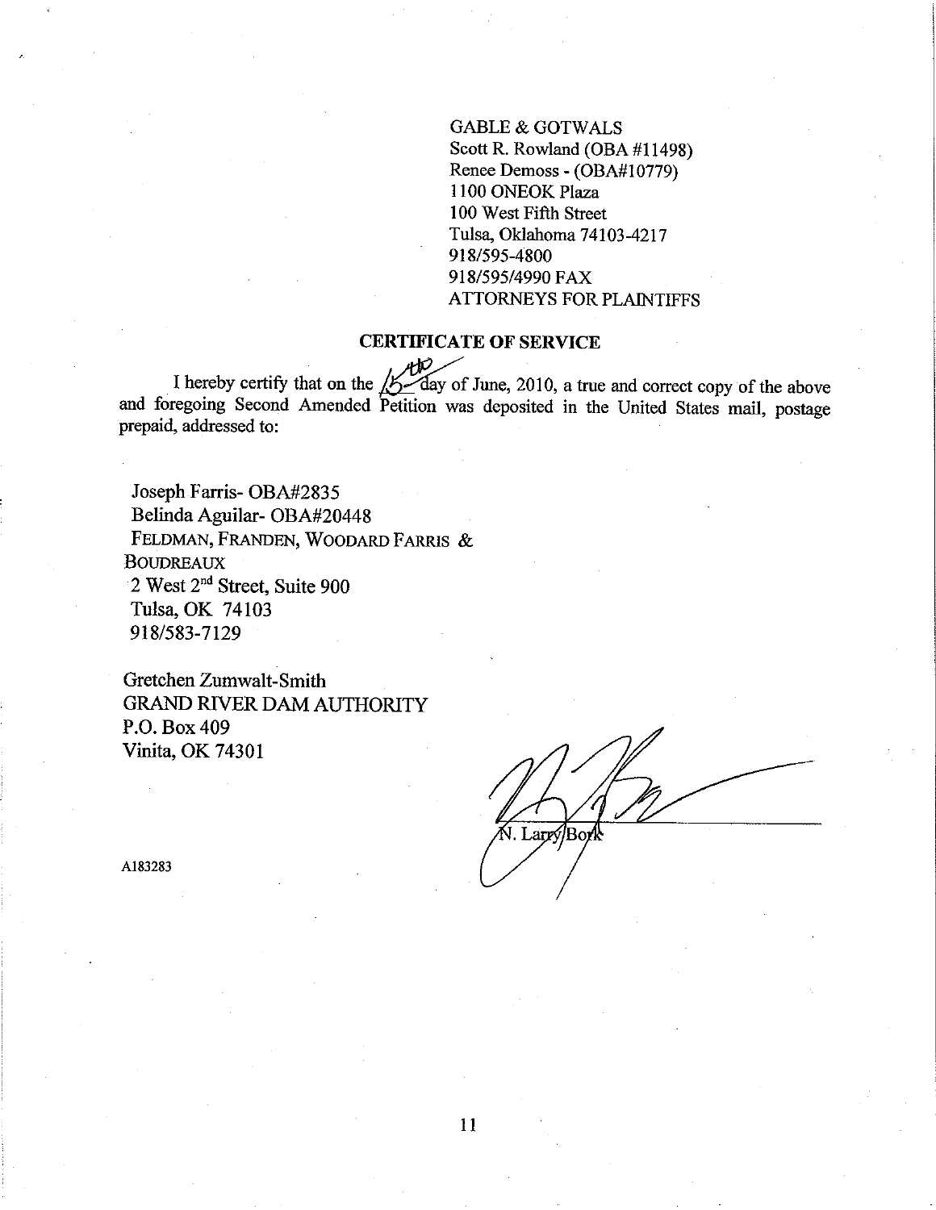GABLE & GOTWALS
Scott R. Rowland (OBA #11498)
Renee Demoss - (OBA#10779)
1100 ONEOK Plaza
100 West Fifth Street
Tulsa, Oklahoma 74103-4217
918/595-4800
918/595/4990 FAX
ATTORNEYS FOR PLAINTIFFS

## CERTIFICATE OF SERVICE

I hereby certify that on the 15th day of June, 2010, a true and correct copy of the above and foregoing Second Amended Petition was deposited in the United States mail, postage prepaid, addressed to:

Joseph Farris- OBA#2835
Belinda Aguilar- OBA#20448
FELDMAN, FRANDEN, WOODARD FARRIS & BOUDREAUX
2 West 2nd Street, Suite 900
Tulsa, OK 74103
918/583-7129

Gretchen Zumwalt-Smith
GRAND RIVER DAM AUTHORITY
P.O. Box 409
Vinita, OK 74301

N. Larry Bork

A183283